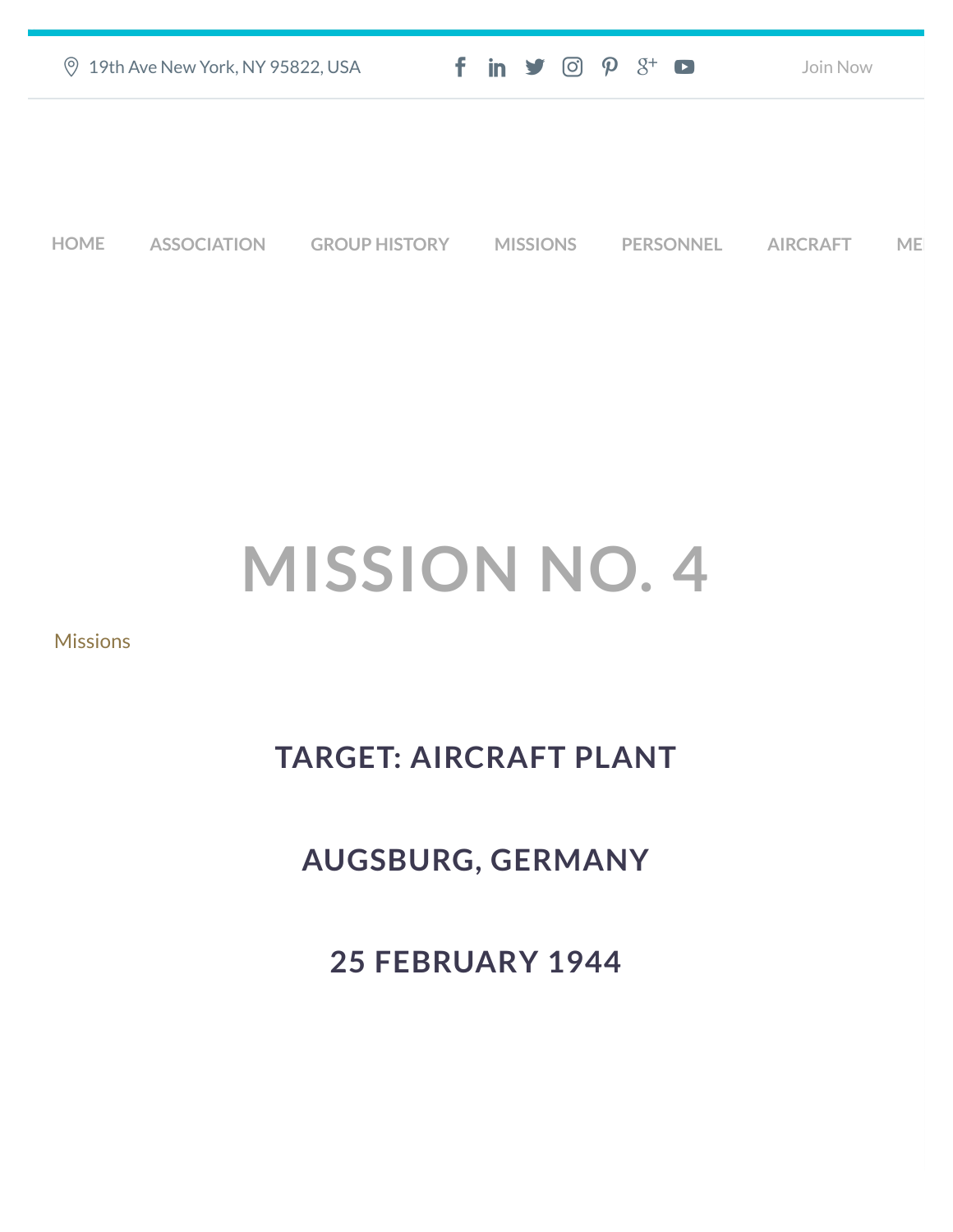19th Ave New York, NY 95822, USA

Join Now

HOME ASSOCIATION GROUP HISTORY MISSIONS PERSONNEL AIRCRAFT ME

# MISSION NO. 4

Missions

## TARGET: AIRCRAFT PLANT

## AUGSBURG, GERMANY

## 25 FEBRUARY 1944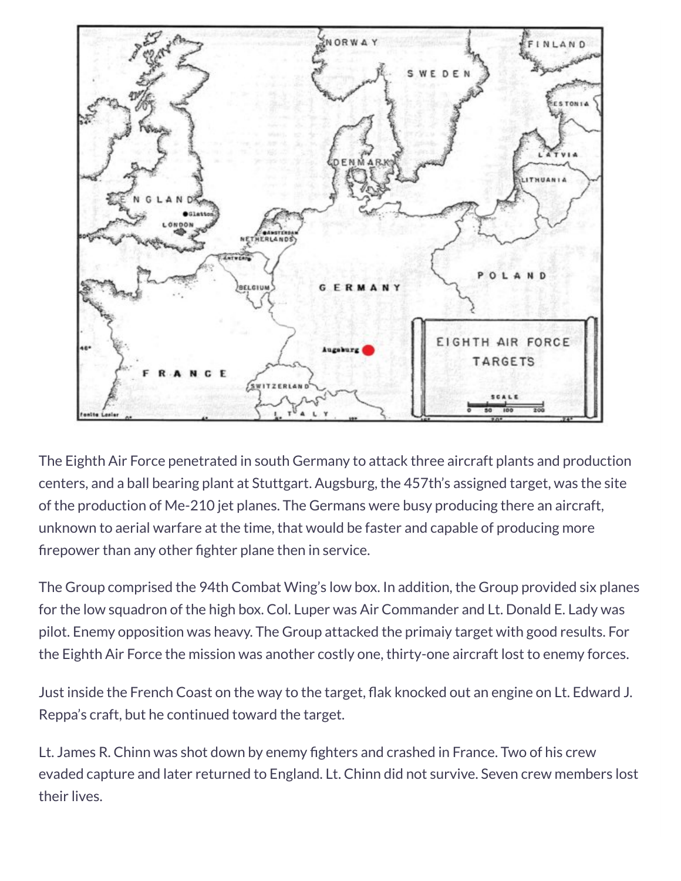The Eighth Air Force penetrated in south Germany to attack three aircraft plants and production centers, and a ball bearing plant at Stuttgart. Augsburg, the 457th's assigned target, was the site of the production of Me-210 jet planes. The Germans were busy producing there an aircraft, unknown to aerial warfare at the time, that would be faster and capable of producing more firepower than any other fighter plane then in service.

The Group comprised the 94th Combat Wing's low box. In addition, the Group provided six planes for the low squadron of the high box. Col. Luper was Air Commander and Lt. Donald E. Lady was pilot. Enemy opposition was heavy. The Group attacked the primaiy target with good results. For the Eighth Air Force the mission was another costly one, thirty-one aircraft lost to enemy forces.

Just inside the French Coast on the way to the target, flak knocked out an engine on Lt. Edward J. Reppa's craft, but he continued toward the target.

Lt. James R. Chinn was shot down by enemy fighters and crashed in France. Two of his crew evaded capture and later returned to England. Lt. Chinn did not survive. Seven crew members lost their lives.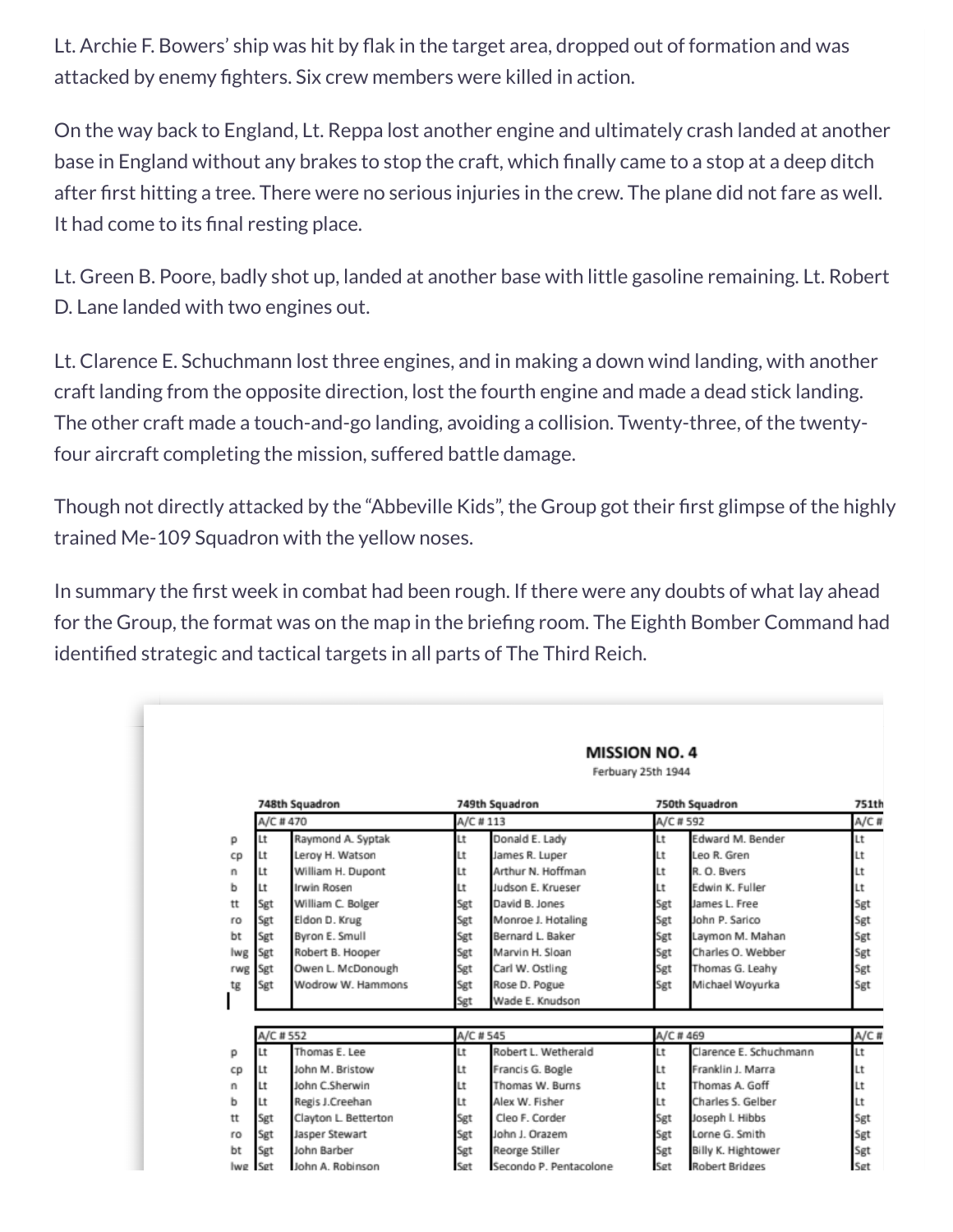Lt. Archie F. Bowers' ship was hit by flak in the target area, dropped out of formation and was attacked by enemy fighters. Six crew members were killed in action.

On the way back to England, Lt. Reppa lost another engine and ultimately crash landed at another base in England without any brakes to stop the craft, which finally came to a stop at a deep ditch after first hitting a tree. There were no serious injuries in the crew. The plane did not fare as well. It had come to its final resting place.

Lt. Green B. Poore, badly shot up, landed at another base with little gasoline remaining. Lt. Robert D. Lane landed with two engines out.

Lt. Clarence E. Schuchmann lost three engines, and in making a down wind landing, with another craft landing from the opposite direction, lost the fourth engine and made a dead stick landing. The other craft made a touch-and-go landing, avoiding a collision. Twenty-three, of the twenty-four aircraft completing the mission, suffered battle damage.

Though not directly attacked by the "Abbeville Kids", the Group got their first glimpse of the highly trained Me-109 Squadron with the yellow noses.

In summary the first week in combat had been rough. If there were any doubts of what lay ahead for the Group, the format was on the map in the briefing room. The Eighth Bomber Command had identified strategic and tactical targets in all parts of The Third Reich.

**MISSION NO. 4**

Ferbuary 25th 1944

| | 748th Squadron | | 749th Squadron | | 750th Squadron | | 751th |
|---|---|---|---|---|---|---|---|
| | A/C # 470 | | A/C # 113 | | A/C # 592 | | A/C # |
| p | Lt | Raymond A. Syptak | Lt | Donald E. Lady | Lt | Edward M. Bender | Lt |
| cp | Lt | Leroy H. Watson | Lt | James R. Luper | Lt | Leo R. Gren | Lt |
| n | Lt | William H. Dupont | Lt | Arthur N. Hoffman | Lt | R. O. Bvers | Lt |
| b | Lt | Irwin Rosen | Lt | Judson E. Krueser | Lt | Edwin K. Fuller | Lt |
| tt | Sgt | William C. Bolger | Sgt | David B. Jones | Sgt | James L. Free | Sgt |
| ro | Sgt | Eldon D. Krug | Sgt | Monroe J. Hotaling | Sgt | John P. Sarico | Sgt |
| bt | Sgt | Byron E. Smull | Sgt | Bernard L. Baker | Sgt | Laymon M. Mahan | Sgt |
| lwg | Sgt | Robert B. Hooper | Sgt | Marvin H. Sloan | Sgt | Charles O. Webber | Sgt |
| rwg | Sgt | Owen L. McDonough | Sgt | Carl W. Ostling | Sgt | Thomas G. Leahy | Sgt |
| tg | Sgt | Wodrow W. Hammons | Sgt | Rose D. Pogue | Sgt | Michael Woyurka | Sgt |
| | | | Sgt | Wade E. Knudson | | | |
| | A/C # 552 | | A/C # 545 | | A/C # 469 | | A/C # |
| p | Lt | Thomas E. Lee | Lt | Robert L. Wetherald | Lt | Clarence E. Schuchmann | Lt |
| cp | Lt | John M. Bristow | Lt | Francis G. Bogle | Lt | Franklin J. Marra | Lt |
| n | Lt | John C.Sherwin | Lt | Thomas W. Burns | Lt | Thomas A. Goff | Lt |
| b | Lt | Regis J.Creehan | Lt | Alex W. Fisher | Lt | Charles S. Gelber | Lt |
| tt | Sgt | Clayton L. Betterton | Sgt | Cleo F. Corder | Sgt | Joseph I. Hibbs | Sgt |
| ro | Sgt | Jasper Stewart | Sgt | John J. Orazem | Sgt | Lorne G. Smith | Sgt |
| bt | Sgt | John Barber | Sgt | Reorge Stiller | Sgt | Billy K. Hightower | Sgt |
| lwg | Sgt | John A. Robinson | Sgt | Secondo P. Pentacolone | Sgt | Robert Bridges | Sgt |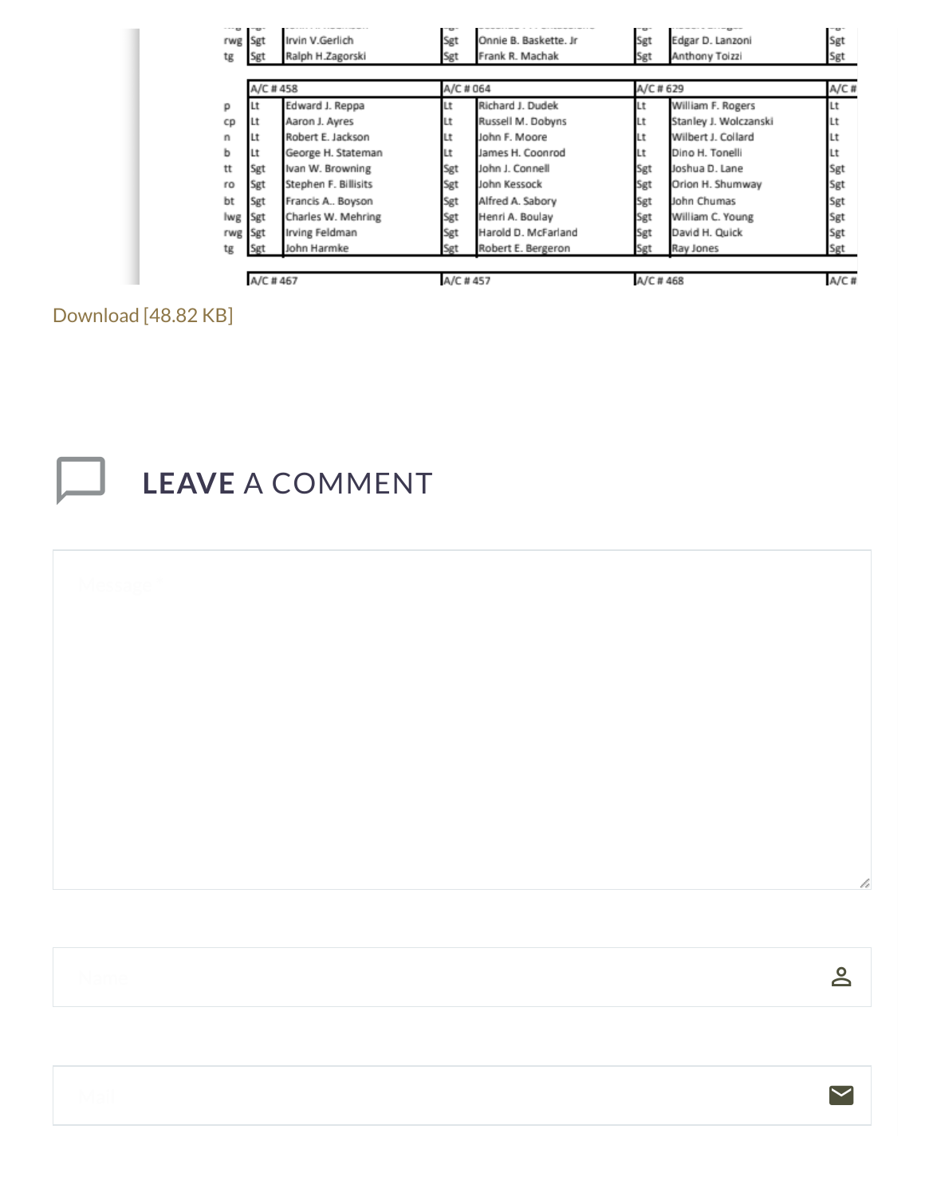| | | | | | | | | |
|---|---|---|---|---|---|---|---|---|
| rwg | Sgt | Irvin V.Gerlich | Sgt | Onnie B. Baskette. Jr | Sgt | Edgar D. Lanzoni | Sgt | |
| tg | Sgt | Ralph H.Zagorski | Sgt | Frank R. Machak | Sgt | Anthony Toizzi | Sgt | |

| | A/C # 458 | | A/C # 064 | | A/C # 629 | | A/C # | |
|---|---|---|---|---|---|---|---|---|
| p | Lt | Edward J. Reppa | Lt | Richard J. Dudek | Lt | William F. Rogers | Lt | |
| cp | Lt | Aaron J. Ayres | Lt | Russell M. Dobyns | Lt | Stanley J. Wolczanski | Lt | |
| n | Lt | Robert E. Jackson | Lt | John F. Moore | Lt | Wilbert J. Collard | Lt | |
| b | Lt | George H. Stateman | Lt | James H. Coonrod | Lt | Dino H. Tonelli | Lt | |
| tt | Sgt | Ivan W. Browning | Sgt | John J. Connell | Sgt | Joshua D. Lane | Sgt | |
| ro | Sgt | Stephen F. Billisits | Sgt | John Kessock | Sgt | Orion H. Shumway | Sgt | |
| bt | Sgt | Francis A.. Boyson | Sgt | Alfred A. Sabory | Sgt | John Chumas | Sgt | |
| lwg | Sgt | Charles W. Mehring | Sgt | Henri A. Boulay | Sgt | William C. Young | Sgt | |
| rwg | Sgt | Irving Feldman | Sgt | Harold D. McFarland | Sgt | David H. Quick | Sgt | |
| tg | Sgt | John Harmke | Sgt | Robert E. Bergeron | Sgt | Ray Jones | Sgt | |

| | A/C # 467 | | A/C # 457 | | A/C # 468 | | A/C # | |
|---|---|---|---|---|---|---|---|---|

Download [48.82 KB]

## LEAVE A COMMENT